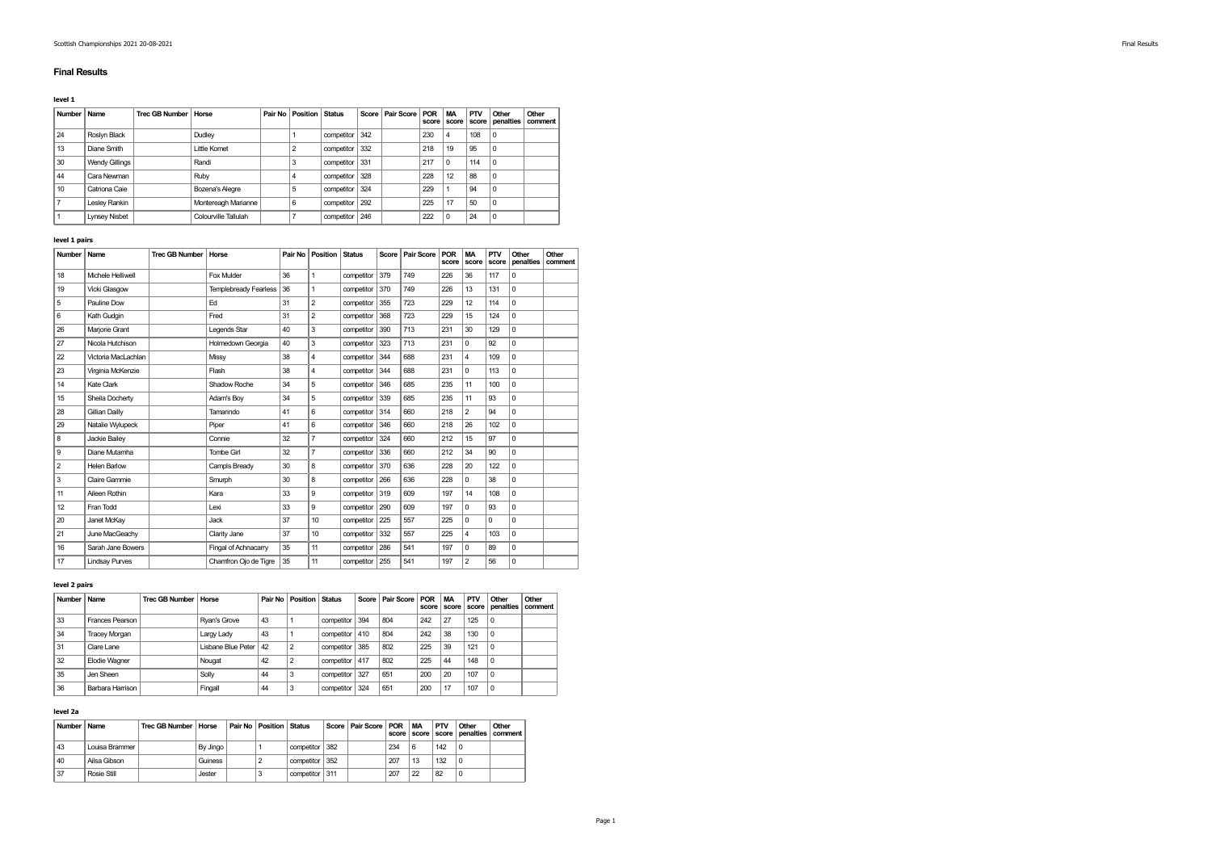# Final Results

### level 1

| Number | Name | Trec GB Number | Horse | Pair No | Position | Status | Score | Pair Score | POR score | MA score | PTV score | Other penalties | Other comment |
|---|---|---|---|---|---|---|---|---|---|---|---|---|---|
| 24 | Roslyn Black | | Dudley | | 1 | competitor | 342 | | 230 | 4 | 108 | 0 | |
| 13 | Diane Smith | | Little Kornet | | 2 | competitor | 332 | | 218 | 19 | 95 | 0 | |
| 30 | Wendy Gillings | | Randi | | 3 | competitor | 331 | | 217 | 0 | 114 | 0 | |
| 44 | Cara Newman | | Ruby | | 4 | competitor | 328 | | 228 | 12 | 88 | 0 | |
| 10 | Catriona Caie | | Bozena's Alegre | | 5 | competitor | 324 | | 229 | 1 | 94 | 0 | |
| 7 | Lesley Rankin | | Montereagh Marianne | | 6 | competitor | 292 | | 225 | 17 | 50 | 0 | |
| 1 | Lynsey Nisbet | | Colourville Tallulah | | 7 | competitor | 246 | | 222 | 0 | 24 | 0 | |

### level 1 pairs

| Number | Name | Trec GB Number | Horse | Pair No | Position | Status | Score | Pair Score | POR score | MA score | PTV score | Other penalties | Other comment |
|---|---|---|---|---|---|---|---|---|---|---|---|---|---|
| 18 | Michele Helliwell | | Fox Mulder | 36 | 1 | competitor | 379 | 749 | 226 | 36 | 117 | 0 | |
| 19 | Vicki Glasgow | | Templebready Fearless | 36 | 1 | competitor | 370 | 749 | 226 | 13 | 131 | 0 | |
| 5 | Pauline Dow | | Ed | 31 | 2 | competitor | 355 | 723 | 229 | 12 | 114 | 0 | |
| 6 | Kath Gudgin | | Fred | 31 | 2 | competitor | 368 | 723 | 229 | 15 | 124 | 0 | |
| 26 | Marjorie Grant | | Legends Star | 40 | 3 | competitor | 390 | 713 | 231 | 30 | 129 | 0 | |
| 27 | Nicola Hutchison | | Holmedown Georgia | 40 | 3 | competitor | 323 | 713 | 231 | 0 | 92 | 0 | |
| 22 | Victoria MacLachlan | | Missy | 38 | 4 | competitor | 344 | 688 | 231 | 4 | 109 | 0 | |
| 23 | Virginia McKenzie | | Flash | 38 | 4 | competitor | 344 | 688 | 231 | 0 | 113 | 0 | |
| 14 | Kate Clark | | Shadow Roche | 34 | 5 | competitor | 346 | 685 | 235 | 11 | 100 | 0 | |
| 15 | Sheila Docherty | | Adam's Boy | 34 | 5 | competitor | 339 | 685 | 235 | 11 | 93 | 0 | |
| 28 | Gillian Dailly | | Tamarindo | 41 | 6 | competitor | 314 | 660 | 218 | 2 | 94 | 0 | |
| 29 | Natalie Wylupeck | | Piper | 41 | 6 | competitor | 346 | 660 | 218 | 26 | 102 | 0 | |
| 8 | Jackie Bailey | | Connie | 32 | 7 | competitor | 324 | 660 | 212 | 15 | 97 | 0 | |
| 9 | Diane Mutamha | | Tombe Girl | 32 | 7 | competitor | 336 | 660 | 212 | 34 | 90 | 0 | |
| 2 | Helen Barlow | | Campls Bready | 30 | 8 | competitor | 370 | 636 | 228 | 20 | 122 | 0 | |
| 3 | Claire Gammie | | Smurph | 30 | 8 | competitor | 266 | 636 | 228 | 0 | 38 | 0 | |
| 11 | Aileen Rothin | | Kara | 33 | 9 | competitor | 319 | 609 | 197 | 14 | 108 | 0 | |
| 12 | Fran Todd | | Lexi | 33 | 9 | competitor | 290 | 609 | 197 | 0 | 93 | 0 | |
| 20 | Janet McKay | | Jack | 37 | 10 | competitor | 225 | 557 | 225 | 0 | 0 | 0 | |
| 21 | June MacGeachy | | Clarity Jane | 37 | 10 | competitor | 332 | 557 | 225 | 4 | 103 | 0 | |
| 16 | Sarah Jane Bowers | | Fingal of Achnacarry | 35 | 11 | competitor | 286 | 541 | 197 | 0 | 89 | 0 | |
| 17 | Lindsay Purves | | Chamfron Ojo de Tigre | 35 | 11 | competitor | 255 | 541 | 197 | 2 | 56 | 0 | |

### level 2 pairs

| Number | Name | Trec GB Number | Horse | Pair No | Position | Status | Score | Pair Score | POR score | MA score | PTV score | Other penalties | Other comment |
|---|---|---|---|---|---|---|---|---|---|---|---|---|---|
| 33 | Frances Pearson | | Ryan's Grove | 43 | 1 | competitor | 394 | 804 | 242 | 27 | 125 | 0 | |
| 34 | Tracey Morgan | | Largy Lady | 43 | 1 | competitor | 410 | 804 | 242 | 38 | 130 | 0 | |
| 31 | Clare Lane | | Lisbane Blue Peter | 42 | 2 | competitor | 385 | 802 | 225 | 39 | 121 | 0 | |
| 32 | Elodie Wagner | | Nougat | 42 | 2 | competitor | 417 | 802 | 225 | 44 | 148 | 0 | |
| 35 | Jen Sheen | | Solly | 44 | 3 | competitor | 327 | 651 | 200 | 20 | 107 | 0 | |
| 36 | Barbara Harrison | | Fingall | 44 | 3 | competitor | 324 | 651 | 200 | 17 | 107 | 0 | |

### level 2a

| Number | Name | Trec GB Number | Horse | Pair No | Position | Status | Score | Pair Score | POR score | MA score | PTV score | Other penalties | Other comment |
|---|---|---|---|---|---|---|---|---|---|---|---|---|---|
| 43 | Louisa Brammer | | By Jingo | | 1 | competitor | 382 | | 234 | 6 | 142 | 0 | |
| 40 | Ailsa Gibson | | Guiness | | 2 | competitor | 352 | | 207 | 13 | 132 | 0 | |
| 37 | Rosie Still | | Jester | | 3 | competitor | 311 | | 207 | 22 | 82 | 0 | |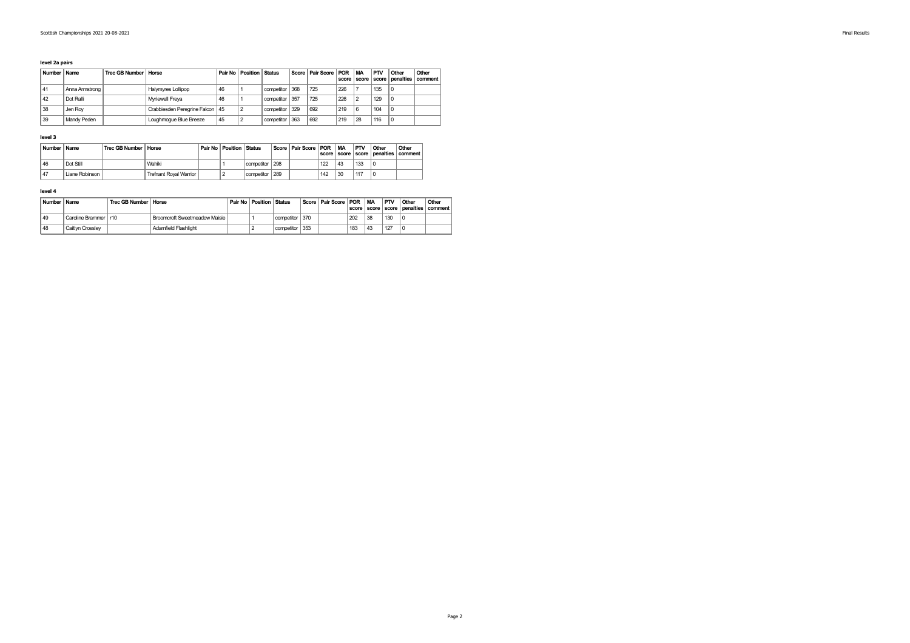### level 2a pairs

| Number | Name | Trec GB Number | Horse | Pair No | Position | Status | Score | Pair Score | POR score | MA score | PTV score | Other penalties | Other comment |
|---|---|---|---|---|---|---|---|---|---|---|---|---|---|
| 41 | Anna Armstrong | | Halymyres Lollipop | 46 | 1 | competitor | 368 | 725 | 226 | 7 | 135 | 0 | |
| 42 | Dot Ralli | | Myriewell Freya | 46 | 1 | competitor | 357 | 725 | 226 | 2 | 129 | 0 | |
| 38 | Jen Roy | | Crabbiesden Peregrine Falcon | 45 | 2 | competitor | 329 | 692 | 219 | 6 | 104 | 0 | |
| 39 | Mandy Peden | | Loughmogue Blue Breeze | 45 | 2 | competitor | 363 | 692 | 219 | 28 | 116 | 0 | |

### level 3

| Number | Name | Trec GB Number | Horse | Pair No | Position | Status | Score | Pair Score | POR score | MA score | PTV score | Other penalties | Other comment |
|---|---|---|---|---|---|---|---|---|---|---|---|---|---|
| 46 | Dot Still | | Wahiki | | 1 | competitor | 298 | | 122 | 43 | 133 | 0 | |
| 47 | Liane Robinson | | Trefnant Royal Warrior | | 2 | competitor | 289 | | 142 | 30 | 117 | 0 | |

### level 4

| Number | Name | Trec GB Number | Horse | Pair No | Position | Status | Score | Pair Score | POR score | MA score | PTV score | Other penalties | Other comment |
|---|---|---|---|---|---|---|---|---|---|---|---|---|---|
| 49 | Caroline Brammer | r10 | Broomcroft Sweetmeadow Maisie | | 1 | competitor | 370 | | 202 | 38 | 130 | 0 | |
| 48 | Caitlyn Crossley | | Adamfield Flashlight | | 2 | competitor | 353 | | 183 | 43 | 127 | 0 | |